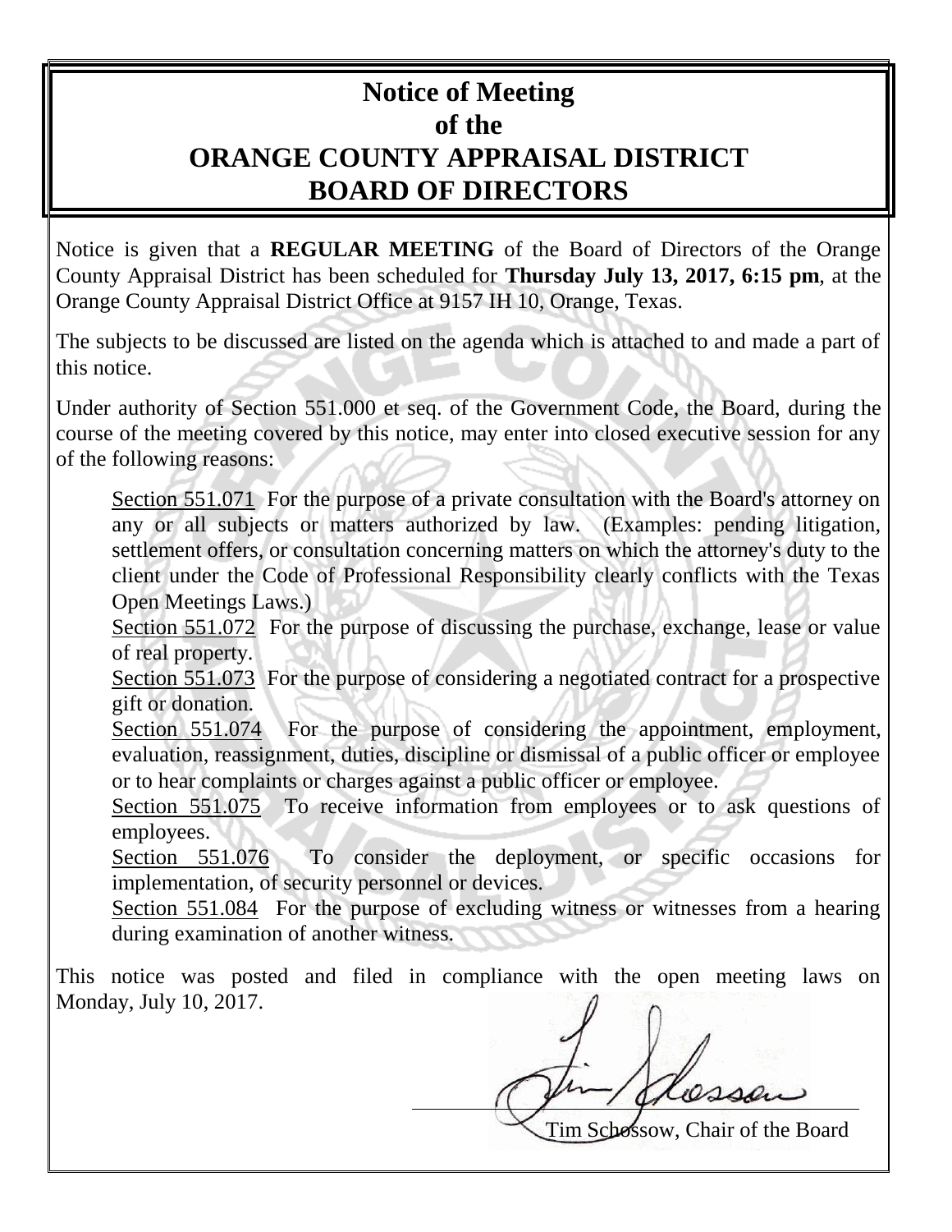# Notice of Meeting of the ORANGE COUNTY APPRAISAL DISTRICT BOARD OF DIRECTORS

Notice is given that a **REGULAR MEETING** of the Board of Directors of the Orange County Appraisal District has been scheduled for **Thursday July 13, 2017, 6:15 pm**, at the Orange County Appraisal District Office at 9157 IH 10, Orange, Texas.

The subjects to be discussed are listed on the agenda which is attached to and made a part of this notice.

Under authority of Section 551.000 et seq. of the Government Code, the Board, during the course of the meeting covered by this notice, may enter into closed executive session for any of the following reasons:

Section 551.071 For the purpose of a private consultation with the Board's attorney on any or all subjects or matters authorized by law. (Examples: pending litigation, settlement offers, or consultation concerning matters on which the attorney's duty to the client under the Code of Professional Responsibility clearly conflicts with the Texas Open Meetings Laws.)

Section 551.072 For the purpose of discussing the purchase, exchange, lease or value of real property.

Section 551.073 For the purpose of considering a negotiated contract for a prospective gift or donation.

Section 551.074 For the purpose of considering the appointment, employment, evaluation, reassignment, duties, discipline or dismissal of a public officer or employee or to hear complaints or charges against a public officer or employee.

Section 551.075 To receive information from employees or to ask questions of employees.

Section 551.076 To consider the deployment, or specific occasions for implementation, of security personnel or devices.

Section 551.084 For the purpose of excluding witness or witnesses from a hearing during examination of another witness.

This notice was posted and filed in compliance with the open meeting laws on Monday, July 10, 2017.

Tim Schossow, Chair of the Board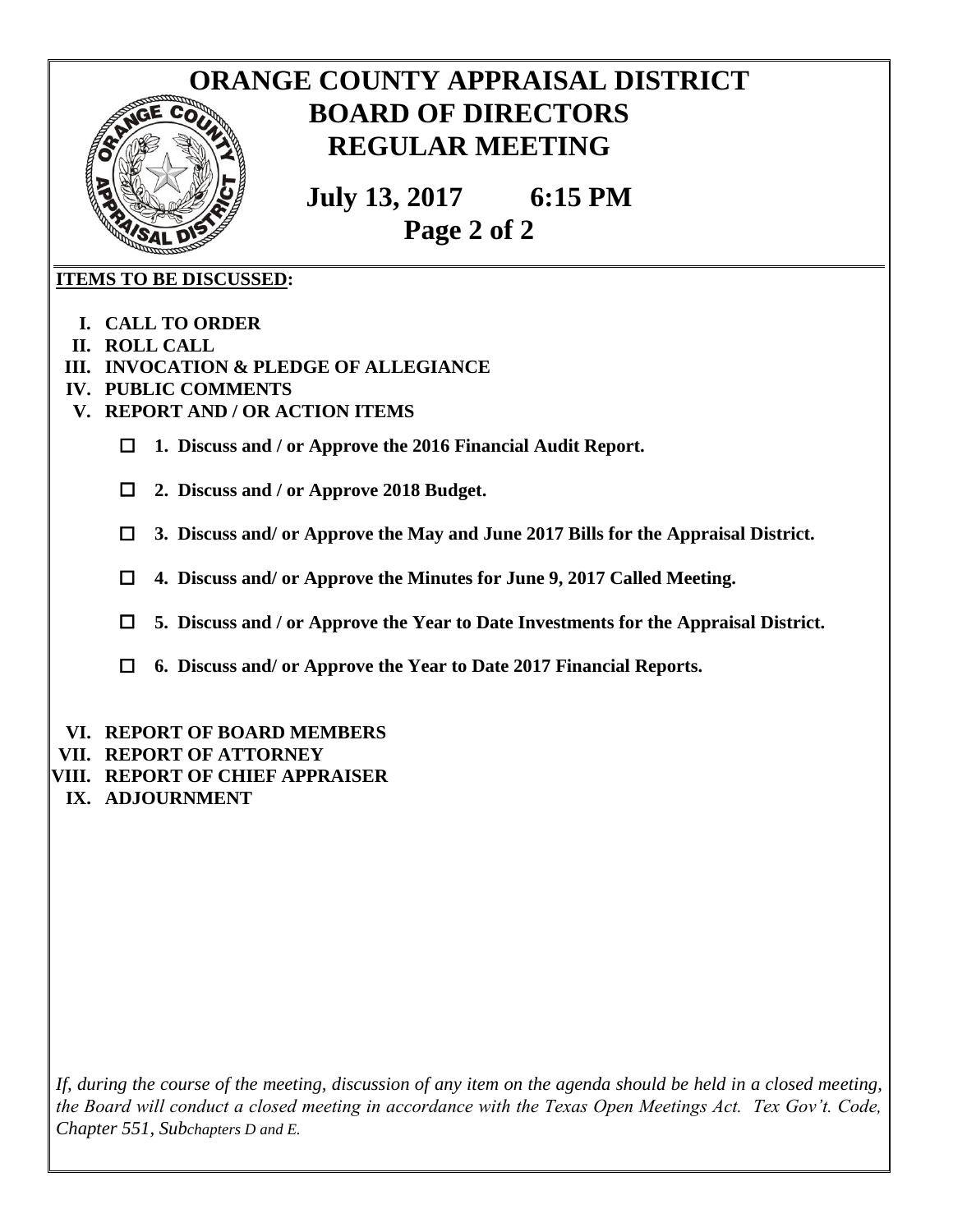# ORANGE COUNTY APPRAISAL DISTRICT
## BOARD OF DIRECTORS
## REGULAR MEETING

**July 13, 2017 6:15 PM**

**ITEMS TO BE DISCUSSED:**

- **I. CALL TO ORDER**
- **II. ROLL CALL**
- **III. INVOCATION & PLEDGE OF ALLEGIANCE**
- **IV. PUBLIC COMMENTS**
- **V. REPORT AND / OR ACTION ITEMS**
  - ☐ **1. Discuss and / or Approve the 2016 Financial Audit Report.**
  - ☐ **2. Discuss and / or Approve 2018 Budget.**
  - ☐ **3. Discuss and/ or Approve the May and June 2017 Bills for the Appraisal District.**
  - ☐ **4. Discuss and/ or Approve the Minutes for June 9, 2017 Called Meeting.**
  - ☐ **5. Discuss and / or Approve the Year to Date Investments for the Appraisal District.**
  - ☐ **6. Discuss and/ or Approve the Year to Date 2017 Financial Reports.**
- **VI. REPORT OF BOARD MEMBERS**
- **VII. REPORT OF ATTORNEY**
- **VIII. REPORT OF CHIEF APPRAISER**
- **IX. ADJOURNMENT**

*If, during the course of the meeting, discussion of any item on the agenda should be held in a closed meeting, the Board will conduct a closed meeting in accordance with the Texas Open Meetings Act. Tex Gov't. Code, Chapter 551, Subchapters D and E.*